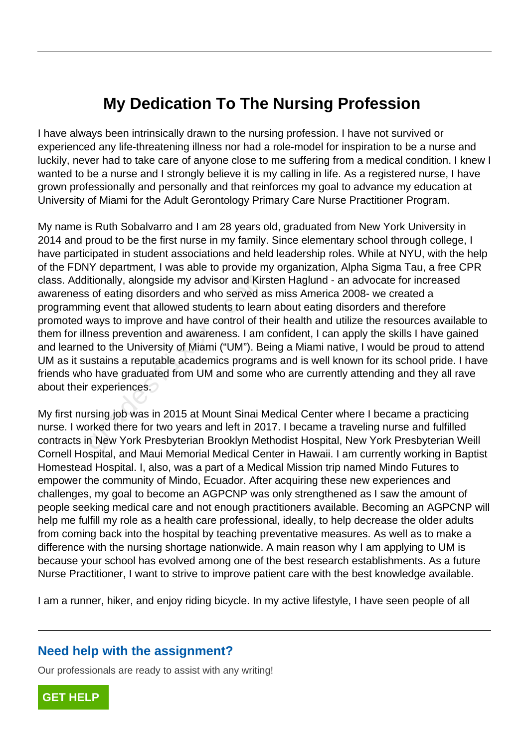# My Dedication To The Nursing Profession

I have always been intrinsically drawn to the nursing profession. I have not survived or experienced any life-threatening illness nor had a role-model for inspiration to be a nurse and luckily, never had to take care of anyone close to me suffering from a medical condition. I knew I wanted to be a nurse and I strongly believe it is my calling in life. As a registered nurse, I have grown professionally and personally and that reinforces my goal to advance my education at University of Miami for the Adult Gerontology Primary Care Nurse Practitioner Program.

My name is Ruth Sobalvarro and I am 28 years old, graduated from New York University in 2014 and proud to be the first nurse in my family. Since elementary school through college, I have participated in student associations and held leadership roles. While at NYU, with the help of the FDNY department, I was able to provide my organization, Alpha Sigma Tau, a free CPR class. Additionally, alongside my advisor and Kirsten Haglund - an advocate for increased awareness of eating disorders and who served as miss America 2008- we created a programming event that allowed students to learn about eating disorders and therefore promoted ways to improve and have control of their health and utilize the resources available to them for illness prevention and awareness. I am confident, I can apply the skills I have gained and learned to the University of Miami ("UM"). Being a Miami native, I would be proud to attend UM as it sustains a reputable academics programs and is well known for its school pride. I have friends who have graduated from UM and some who are currently attending and they all rave about their experiences.

My first nursing job was in 2015 at Mount Sinai Medical Center where I became a practicing nurse. I worked there for two years and left in 2017. I became a traveling nurse and fulfilled contracts in New York Presbyterian Brooklyn Methodist Hospital, New York Presbyterian Weill Cornell Hospital, and Maui Memorial Medical Center in Hawaii. I am currently working in Baptist Homestead Hospital. I, also, was a part of a Medical Mission trip named Mindo Futures to empower the community of Mindo, Ecuador. After acquiring these new experiences and challenges, my goal to become an AGPCNP was only strengthened as I saw the amount of people seeking medical care and not enough practitioners available. Becoming an AGPCNP will help me fulfill my role as a health care professional, ideally, to help decrease the older adults from coming back into the hospital by teaching preventative measures. As well as to make a difference with the nursing shortage nationwide. A main reason why I am applying to UM is because your school has evolved among one of the best research establishments. As a future Nurse Practitioner, I want to strive to improve patient care with the best knowledge available.

I am a runner, hiker, and enjoy riding bicycle. In my active lifestyle, I have seen people of all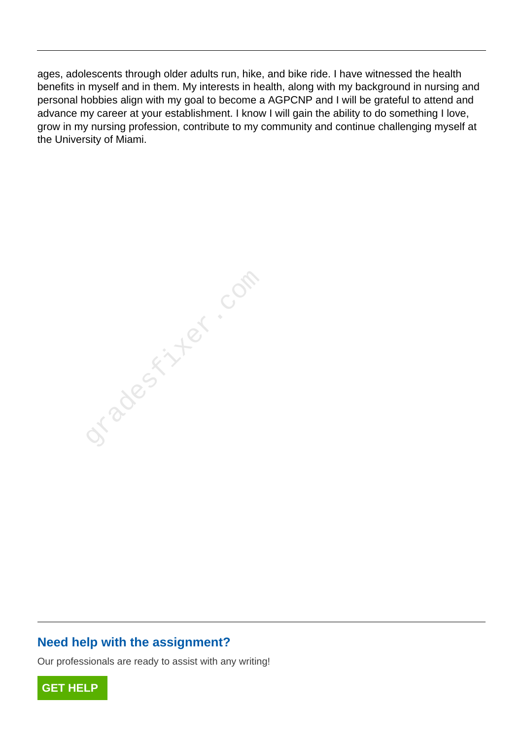ages, adolescents through older adults run, hike, and bike ride. I have witnessed the health benefits in myself and in them. My interests in health, along with my background in nursing and personal hobbies align with my goal to become a AGPCNP and I will be grateful to attend and advance my career at your establishment. I know I will gain the ability to do something I love, grow in my nursing profession, contribute to my community and continue challenging myself at the University of Miami.